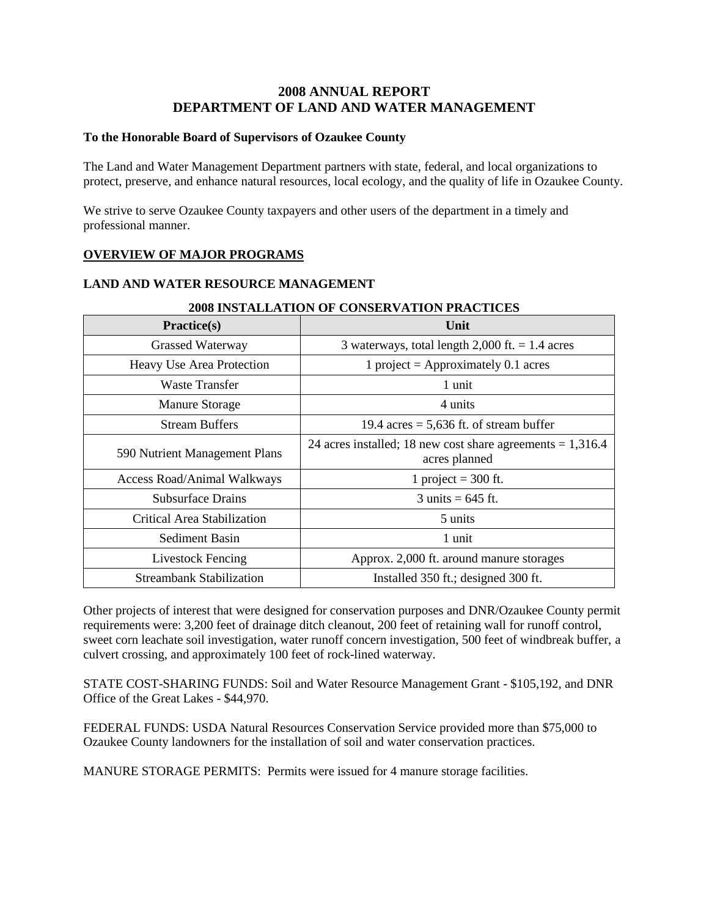# 2008 ANNUAL REPORT
# DEPARTMENT OF LAND AND WATER MANAGEMENT

**To the Honorable Board of Supervisors of Ozaukee County**

The Land and Water Management Department partners with state, federal, and local organizations to protect, preserve, and enhance natural resources, local ecology, and the quality of life in Ozaukee County.

We strive to serve Ozaukee County taxpayers and other users of the department in a timely and professional manner.

## OVERVIEW OF MAJOR PROGRAMS

### LAND AND WATER RESOURCE MANAGEMENT

**2008 INSTALLATION OF CONSERVATION PRACTICES**

| Practice(s) | Unit |
|---|---|
| Grassed Waterway | 3 waterways, total length 2,000 ft. = 1.4 acres |
| Heavy Use Area Protection | 1 project = Approximately 0.1 acres |
| Waste Transfer | 1 unit |
| Manure Storage | 4 units |
| Stream Buffers | 19.4 acres = 5,636 ft. of stream buffer |
| 590 Nutrient Management Plans | 24 acres installed; 18 new cost share agreements = 1,316.4 acres planned |
| Access Road/Animal Walkways | 1 project = 300 ft. |
| Subsurface Drains | 3 units = 645 ft. |
| Critical Area Stabilization | 5 units |
| Sediment Basin | 1 unit |
| Livestock Fencing | Approx. 2,000 ft. around manure storages |
| Streambank Stabilization | Installed 350 ft.; designed 300 ft. |

Other projects of interest that were designed for conservation purposes and DNR/Ozaukee County permit requirements were: 3,200 feet of drainage ditch cleanout, 200 feet of retaining wall for runoff control, sweet corn leachate soil investigation, water runoff concern investigation, 500 feet of windbreak buffer, a culvert crossing, and approximately 100 feet of rock-lined waterway.

STATE COST-SHARING FUNDS: Soil and Water Resource Management Grant - $105,192, and DNR Office of the Great Lakes - $44,970.

FEDERAL FUNDS: USDA Natural Resources Conservation Service provided more than $75,000 to Ozaukee County landowners for the installation of soil and water conservation practices.

MANURE STORAGE PERMITS: Permits were issued for 4 manure storage facilities.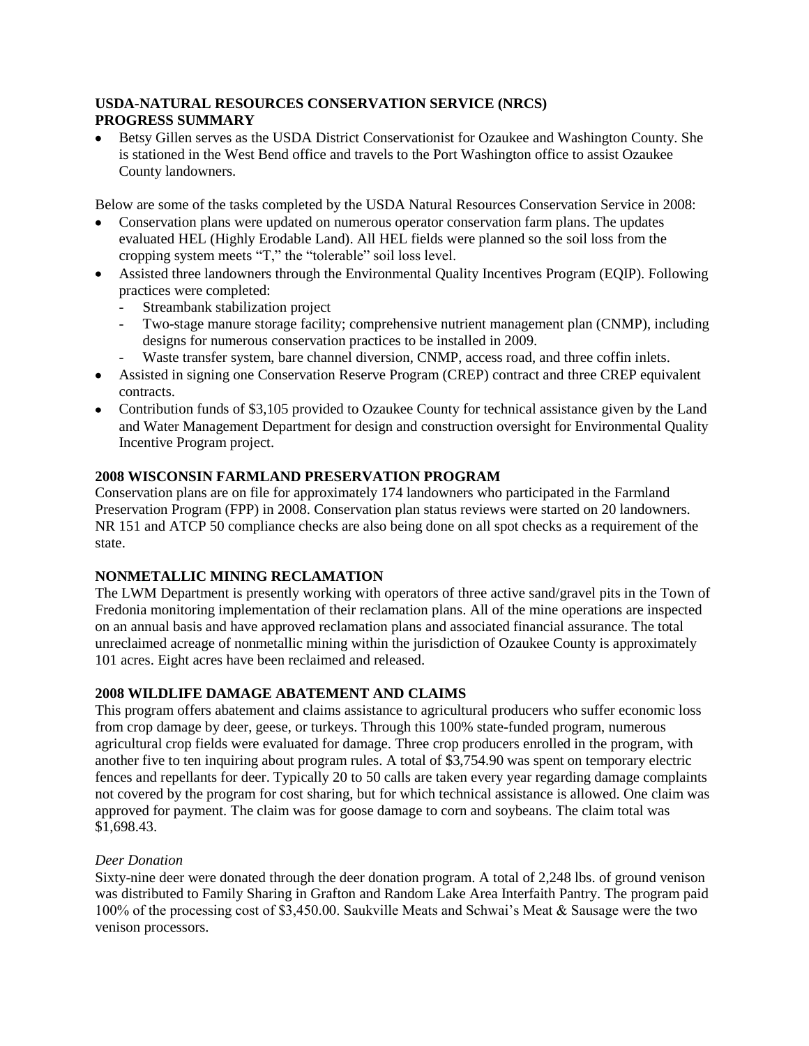## USDA-NATURAL RESOURCES CONSERVATION SERVICE (NRCS) PROGRESS SUMMARY

- Betsy Gillen serves as the USDA District Conservationist for Ozaukee and Washington County. She is stationed in the West Bend office and travels to the Port Washington office to assist Ozaukee County landowners.

Below are some of the tasks completed by the USDA Natural Resources Conservation Service in 2008:

- Conservation plans were updated on numerous operator conservation farm plans. The updates evaluated HEL (Highly Erodable Land). All HEL fields were planned so the soil loss from the cropping system meets "T," the "tolerable" soil loss level.
- Assisted three landowners through the Environmental Quality Incentives Program (EQIP). Following practices were completed:
  - Streambank stabilization project
  - Two-stage manure storage facility; comprehensive nutrient management plan (CNMP), including designs for numerous conservation practices to be installed in 2009.
  - Waste transfer system, bare channel diversion, CNMP, access road, and three coffin inlets.
- Assisted in signing one Conservation Reserve Program (CREP) contract and three CREP equivalent contracts.
- Contribution funds of $3,105 provided to Ozaukee County for technical assistance given by the Land and Water Management Department for design and construction oversight for Environmental Quality Incentive Program project.

## 2008 WISCONSIN FARMLAND PRESERVATION PROGRAM

Conservation plans are on file for approximately 174 landowners who participated in the Farmland Preservation Program (FPP) in 2008. Conservation plan status reviews were started on 20 landowners. NR 151 and ATCP 50 compliance checks are also being done on all spot checks as a requirement of the state.

## NONMETALLIC MINING RECLAMATION

The LWM Department is presently working with operators of three active sand/gravel pits in the Town of Fredonia monitoring implementation of their reclamation plans. All of the mine operations are inspected on an annual basis and have approved reclamation plans and associated financial assurance. The total unreclaimed acreage of nonmetallic mining within the jurisdiction of Ozaukee County is approximately 101 acres. Eight acres have been reclaimed and released.

## 2008 WILDLIFE DAMAGE ABATEMENT AND CLAIMS

This program offers abatement and claims assistance to agricultural producers who suffer economic loss from crop damage by deer, geese, or turkeys. Through this 100% state-funded program, numerous agricultural crop fields were evaluated for damage. Three crop producers enrolled in the program, with another five to ten inquiring about program rules. A total of $3,754.90 was spent on temporary electric fences and repellants for deer. Typically 20 to 50 calls are taken every year regarding damage complaints not covered by the program for cost sharing, but for which technical assistance is allowed. One claim was approved for payment. The claim was for goose damage to corn and soybeans. The claim total was $1,698.43.

*Deer Donation*

Sixty-nine deer were donated through the deer donation program. A total of 2,248 lbs. of ground venison was distributed to Family Sharing in Grafton and Random Lake Area Interfaith Pantry. The program paid 100% of the processing cost of $3,450.00. Saukville Meats and Schwai's Meat & Sausage were the two venison processors.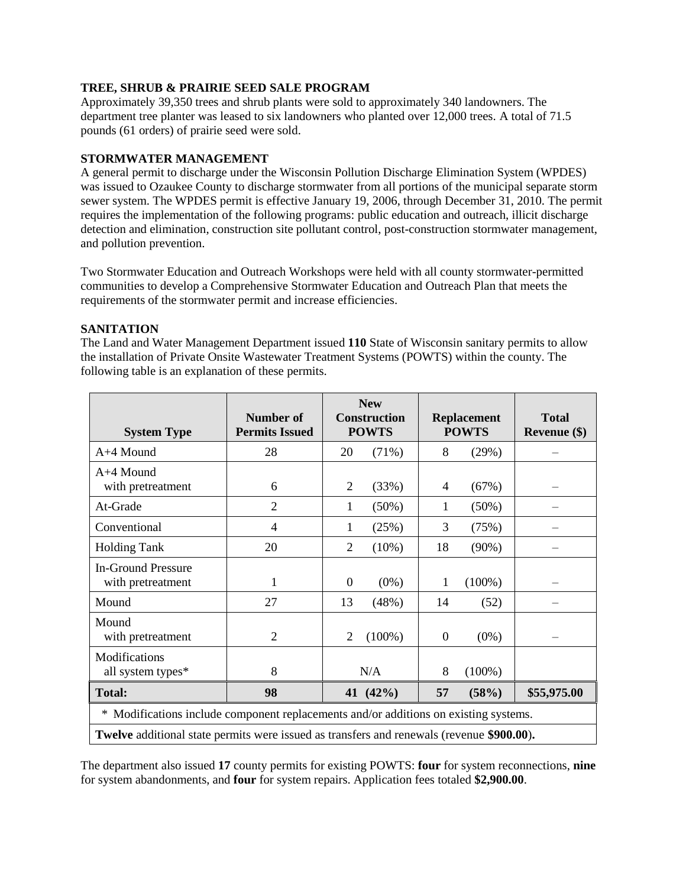**TREE, SHRUB & PRAIRIE SEED SALE PROGRAM**

Approximately 39,350 trees and shrub plants were sold to approximately 340 landowners. The department tree planter was leased to six landowners who planted over 12,000 trees. A total of 71.5 pounds (61 orders) of prairie seed were sold.

**STORMWATER MANAGEMENT**

A general permit to discharge under the Wisconsin Pollution Discharge Elimination System (WPDES) was issued to Ozaukee County to discharge stormwater from all portions of the municipal separate storm sewer system. The WPDES permit is effective January 19, 2006, through December 31, 2010. The permit requires the implementation of the following programs: public education and outreach, illicit discharge detection and elimination, construction site pollutant control, post-construction stormwater management, and pollution prevention.

Two Stormwater Education and Outreach Workshops were held with all county stormwater-permitted communities to develop a Comprehensive Stormwater Education and Outreach Plan that meets the requirements of the stormwater permit and increase efficiencies.

**SANITATION**

The Land and Water Management Department issued **110** State of Wisconsin sanitary permits to allow the installation of Private Onsite Wastewater Treatment Systems (POWTS) within the county. The following table is an explanation of these permits.

| System Type | Number of Permits Issued | New Construction POWTS | | Replacement POWTS | | Total Revenue ($) |
|---|---|---|---|---|---|---|
| A+4 Mound | 28 | 20 | (71%) | 8 | (29%) | – |
| A+4 Mound with pretreatment | 6 | 2 | (33%) | 4 | (67%) | – |
| At-Grade | 2 | 1 | (50%) | 1 | (50%) | – |
| Conventional | 4 | 1 | (25%) | 3 | (75%) | – |
| Holding Tank | 20 | 2 | (10%) | 18 | (90%) | – |
| In-Ground Pressure with pretreatment | 1 | 0 | (0%) | 1 | (100%) | – |
| Mound | 27 | 13 | (48%) | 14 | (52) | – |
| Mound with pretreatment | 2 | 2 | (100%) | 0 | (0%) | – |
| Modifications all system types* | 8 | N/A | | 8 | (100%) | |
| **Total:** | **98** | **41** | **(42%)** | **57** | **(58%)** | **$55,975.00** |

\* Modifications include component replacements and/or additions on existing systems.

**Twelve** additional state permits were issued as transfers and renewals (revenue **$900.00**).

The department also issued **17** county permits for existing POWTS: **four** for system reconnections, **nine** for system abandonments, and **four** for system repairs. Application fees totaled **$2,900.00**.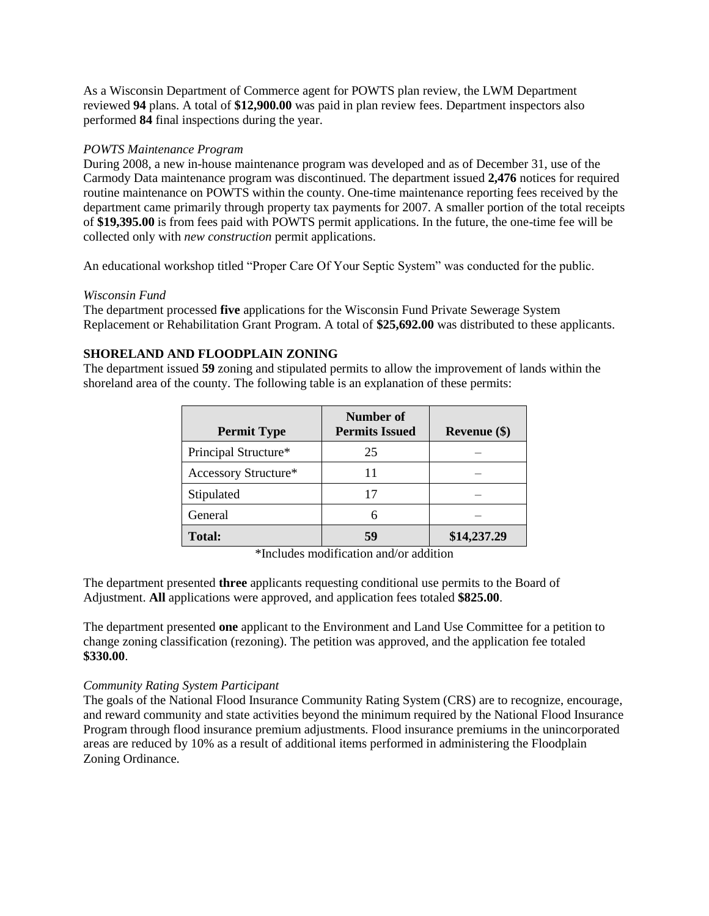As a Wisconsin Department of Commerce agent for POWTS plan review, the LWM Department reviewed **94** plans. A total of **$12,900.00** was paid in plan review fees. Department inspectors also performed **84** final inspections during the year.

*POWTS Maintenance Program*

During 2008, a new in-house maintenance program was developed and as of December 31, use of the Carmody Data maintenance program was discontinued. The department issued **2,476** notices for required routine maintenance on POWTS within the county. One-time maintenance reporting fees received by the department came primarily through property tax payments for 2007. A smaller portion of the total receipts of **$19,395.00** is from fees paid with POWTS permit applications. In the future, the one-time fee will be collected only with *new construction* permit applications.

An educational workshop titled "Proper Care Of Your Septic System" was conducted for the public.

*Wisconsin Fund*

The department processed **five** applications for the Wisconsin Fund Private Sewerage System Replacement or Rehabilitation Grant Program. A total of **$25,692.00** was distributed to these applicants.

**SHORELAND AND FLOODPLAIN ZONING**

The department issued **59** zoning and stipulated permits to allow the improvement of lands within the shoreland area of the county. The following table is an explanation of these permits:

| Permit Type | Number of Permits Issued | Revenue ($) |
|---|---|---|
| Principal Structure* | 25 | – |
| Accessory Structure* | 11 | – |
| Stipulated | 17 | – |
| General | 6 | – |
| **Total:** | **59** | **$14,237.29** |

*Includes modification and/or addition

The department presented **three** applicants requesting conditional use permits to the Board of Adjustment. **All** applications were approved, and application fees totaled **$825.00**.

The department presented **one** applicant to the Environment and Land Use Committee for a petition to change zoning classification (rezoning). The petition was approved, and the application fee totaled **$330.00**.

*Community Rating System Participant*

The goals of the National Flood Insurance Community Rating System (CRS) are to recognize, encourage, and reward community and state activities beyond the minimum required by the National Flood Insurance Program through flood insurance premium adjustments. Flood insurance premiums in the unincorporated areas are reduced by 10% as a result of additional items performed in administering the Floodplain Zoning Ordinance.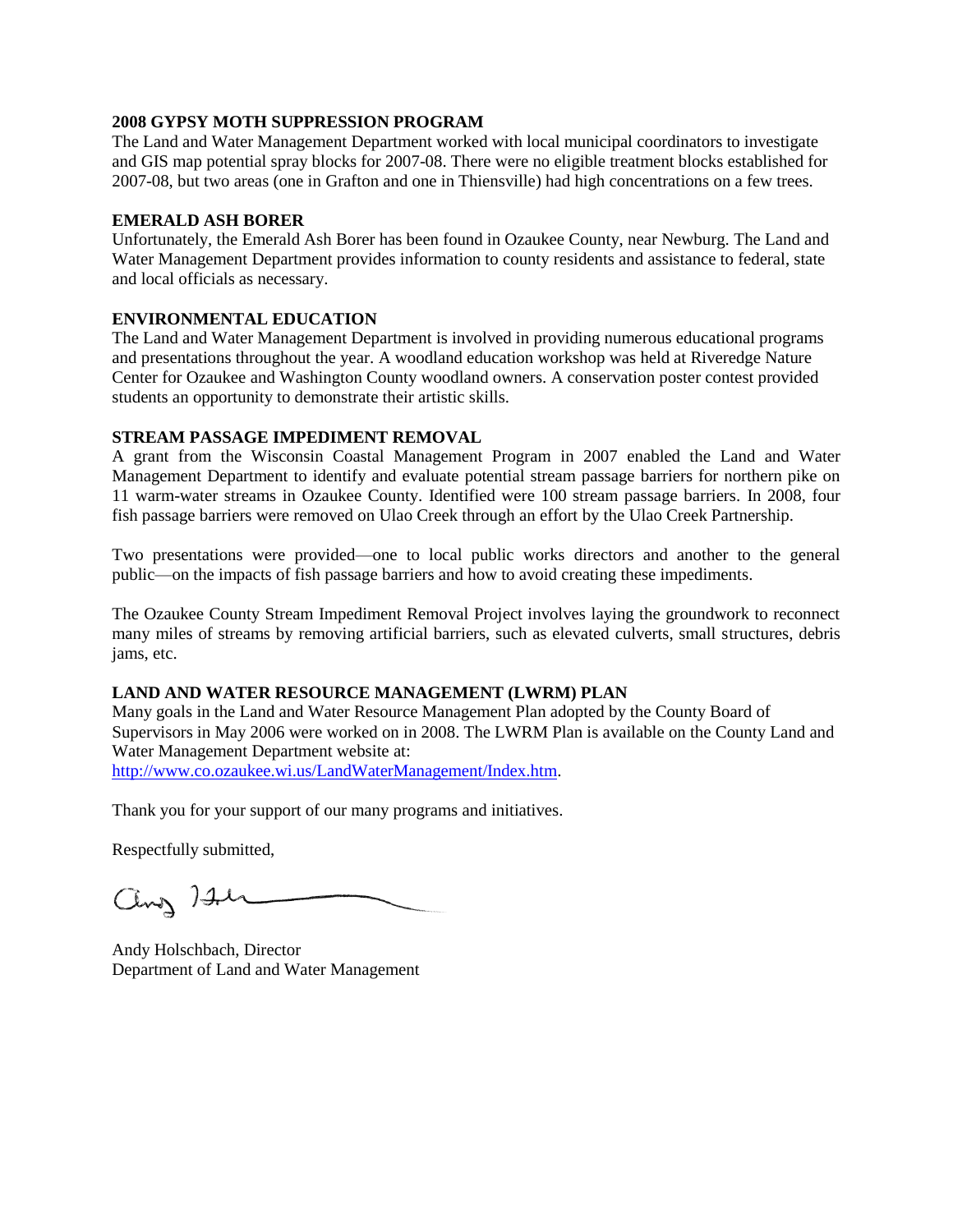**2008 GYPSY MOTH SUPPRESSION PROGRAM**
The Land and Water Management Department worked with local municipal coordinators to investigate and GIS map potential spray blocks for 2007-08. There were no eligible treatment blocks established for 2007-08, but two areas (one in Grafton and one in Thiensville) had high concentrations on a few trees.

**EMERALD ASH BORER**
Unfortunately, the Emerald Ash Borer has been found in Ozaukee County, near Newburg. The Land and Water Management Department provides information to county residents and assistance to federal, state and local officials as necessary.

**ENVIRONMENTAL EDUCATION**
The Land and Water Management Department is involved in providing numerous educational programs and presentations throughout the year. A woodland education workshop was held at Riveredge Nature Center for Ozaukee and Washington County woodland owners. A conservation poster contest provided students an opportunity to demonstrate their artistic skills.

**STREAM PASSAGE IMPEDIMENT REMOVAL**
A grant from the Wisconsin Coastal Management Program in 2007 enabled the Land and Water Management Department to identify and evaluate potential stream passage barriers for northern pike on 11 warm-water streams in Ozaukee County. Identified were 100 stream passage barriers. In 2008, four fish passage barriers were removed on Ulao Creek through an effort by the Ulao Creek Partnership.

Two presentations were provided—one to local public works directors and another to the general public—on the impacts of fish passage barriers and how to avoid creating these impediments.

The Ozaukee County Stream Impediment Removal Project involves laying the groundwork to reconnect many miles of streams by removing artificial barriers, such as elevated culverts, small structures, debris jams, etc.

**LAND AND WATER RESOURCE MANAGEMENT (LWRM) PLAN**
Many goals in the Land and Water Resource Management Plan adopted by the County Board of Supervisors in May 2006 were worked on in 2008. The LWRM Plan is available on the County Land and Water Management Department website at:
http://www.co.ozaukee.wi.us/LandWaterManagement/Index.htm.

Thank you for your support of our many programs and initiatives.

Respectfully submitted,

Andy Holschbach, Director
Department of Land and Water Management